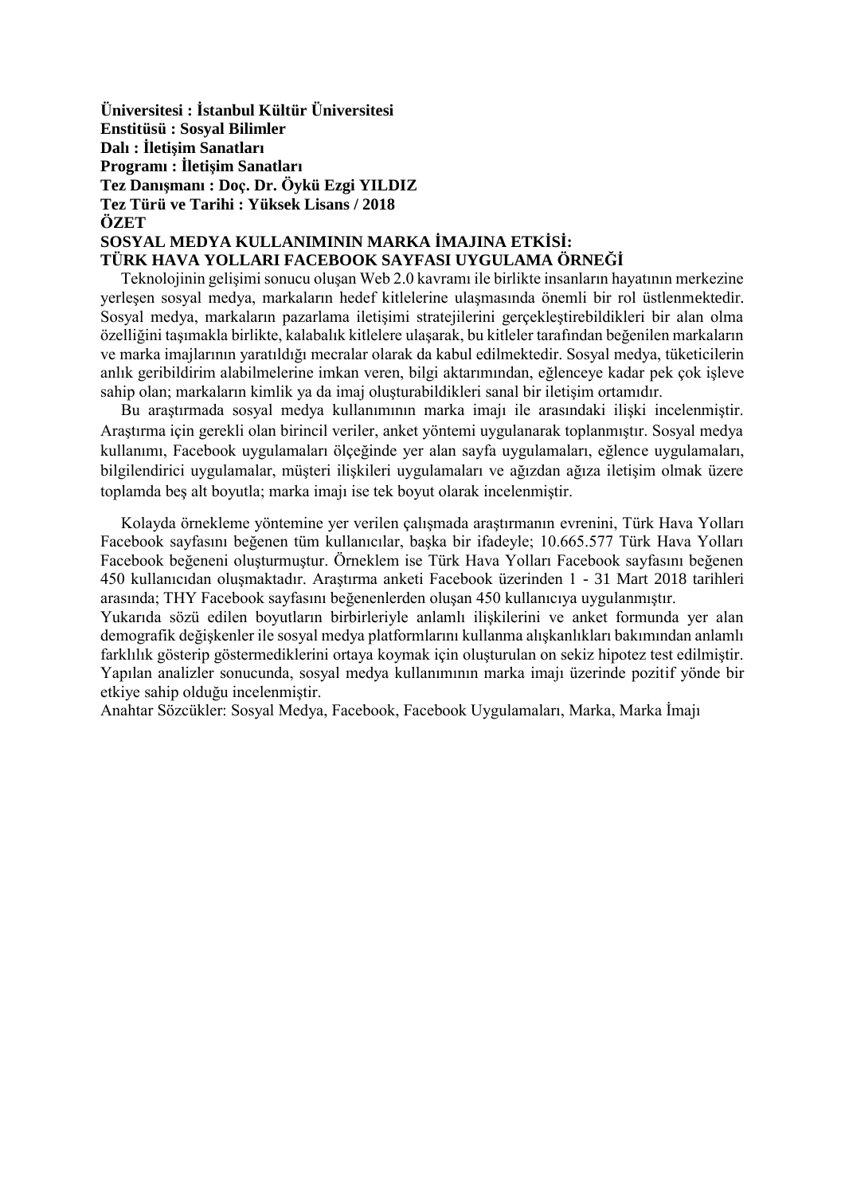**Üniversitesi : İstanbul Kültür Üniversitesi**
**Enstitüsü : Sosyal Bilimler**
**Dalı : İletişim Sanatları**
**Programı : İletişim Sanatları**
**Tez Danışmanı : Doç. Dr. Öykü Ezgi YILDIZ**
**Tez Türü ve Tarihi : Yüksek Lisans / 2018**

## ÖZET

## SOSYAL MEDYA KULLANIMININ MARKA İMAJINA ETKİSİ: TÜRK HAVA YOLLARI FACEBOOK SAYFASI UYGULAMA ÖRNEĞİ

Teknolojinin gelişimi sonucu oluşan Web 2.0 kavramı ile birlikte insanların hayatının merkezine yerleşen sosyal medya, markaların hedef kitlelerine ulaşmasında önemli bir rol üstlenmektedir. Sosyal medya, markaların pazarlama iletişimi stratejilerini gerçekleştirebildikleri bir alan olma özelliğini taşımakla birlikte, kalabalık kitlelere ulaşarak, bu kitleler tarafından beğenilen markaların ve marka imajlarının yaratıldığı mecralar olarak da kabul edilmektedir. Sosyal medya, tüketicilerin anlık geribildirim alabilmelerine imkan veren, bilgi aktarımından, eğlenceye kadar pek çok işleve sahip olan; markaların kimlik ya da imaj oluşturabildikleri sanal bir iletişim ortamıdır.

Bu araştırmada sosyal medya kullanımının marka imajı ile arasındaki ilişki incelenmiştir. Araştırma için gerekli olan birincil veriler, anket yöntemi uygulanarak toplanmıştır. Sosyal medya kullanımı, Facebook uygulamaları ölçeğinde yer alan sayfa uygulamaları, eğlence uygulamaları, bilgilendirici uygulamalar, müşteri ilişkileri uygulamaları ve ağızdan ağıza iletişim olmak üzere toplamda beş alt boyutla; marka imajı ise tek boyut olarak incelenmiştir.

Kolayda örnekleme yöntemine yer verilen çalışmada araştırmanın evrenini, Türk Hava Yolları Facebook sayfasını beğenen tüm kullanıcılar, başka bir ifadeyle; 10.665.577 Türk Hava Yolları Facebook beğeneni oluşturmuştur. Örneklem ise Türk Hava Yolları Facebook sayfasını beğenen 450 kullanıcıdan oluşmaktadır. Araştırma anketi Facebook üzerinden 1 - 31 Mart 2018 tarihleri arasında; THY Facebook sayfasını beğenenlerden oluşan 450 kullanıcıya uygulanmıştır.

Yukarıda sözü edilen boyutların birbirleriyle anlamlı ilişkilerini ve anket formunda yer alan demografik değişkenler ile sosyal medya platformlarını kullanma alışkanlıkları bakımından anlamlı farklılık gösterip göstermediklerini ortaya koymak için oluşturulan on sekiz hipotez test edilmiştir. Yapılan analizler sonucunda, sosyal medya kullanımının marka imajı üzerinde pozitif yönde bir etkiye sahip olduğu incelenmiştir.

Anahtar Sözcükler: Sosyal Medya, Facebook, Facebook Uygulamaları, Marka, Marka İmajı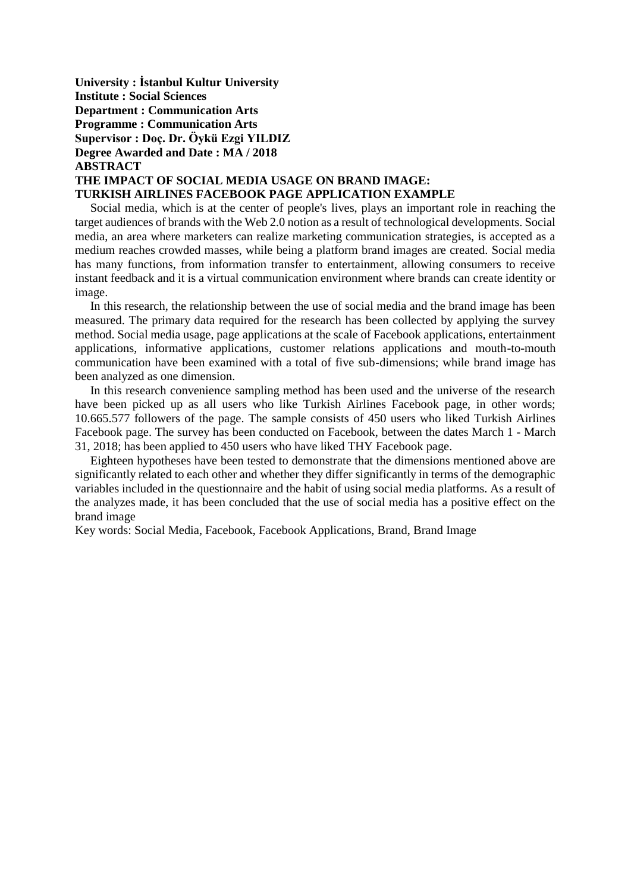**University : İstanbul Kultur University**
**Institute : Social Sciences**
**Department : Communication Arts**
**Programme : Communication Arts**
**Supervisor : Doç. Dr. Öykü Ezgi YILDIZ**
**Degree Awarded and Date : MA / 2018**

## ABSTRACT

## THE IMPACT OF SOCIAL MEDIA USAGE ON BRAND IMAGE: TURKISH AIRLINES FACEBOOK PAGE APPLICATION EXAMPLE

Social media, which is at the center of people's lives, plays an important role in reaching the target audiences of brands with the Web 2.0 notion as a result of technological developments. Social media, an area where marketers can realize marketing communication strategies, is accepted as a medium reaches crowded masses, while being a platform brand images are created. Social media has many functions, from information transfer to entertainment, allowing consumers to receive instant feedback and it is a virtual communication environment where brands can create identity or image.

In this research, the relationship between the use of social media and the brand image has been measured. The primary data required for the research has been collected by applying the survey method. Social media usage, page applications at the scale of Facebook applications, entertainment applications, informative applications, customer relations applications and mouth-to-mouth communication have been examined with a total of five sub-dimensions; while brand image has been analyzed as one dimension.

In this research convenience sampling method has been used and the universe of the research have been picked up as all users who like Turkish Airlines Facebook page, in other words; 10.665.577 followers of the page. The sample consists of 450 users who liked Turkish Airlines Facebook page. The survey has been conducted on Facebook, between the dates March 1 - March 31, 2018; has been applied to 450 users who have liked THY Facebook page.

Eighteen hypotheses have been tested to demonstrate that the dimensions mentioned above are significantly related to each other and whether they differ significantly in terms of the demographic variables included in the questionnaire and the habit of using social media platforms. As a result of the analyzes made, it has been concluded that the use of social media has a positive effect on the brand image

Key words: Social Media, Facebook, Facebook Applications, Brand, Brand Image